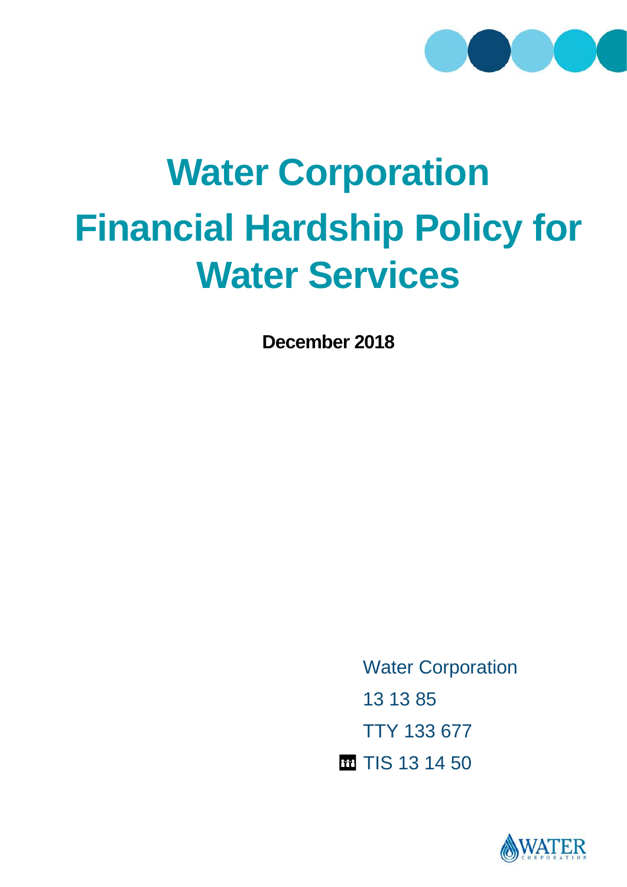# Water Corporation Financial Hardship Policy for Water Services

**December 2018**

Water Corporation

13 13 85

TTY 133 677

TIS 13 14 50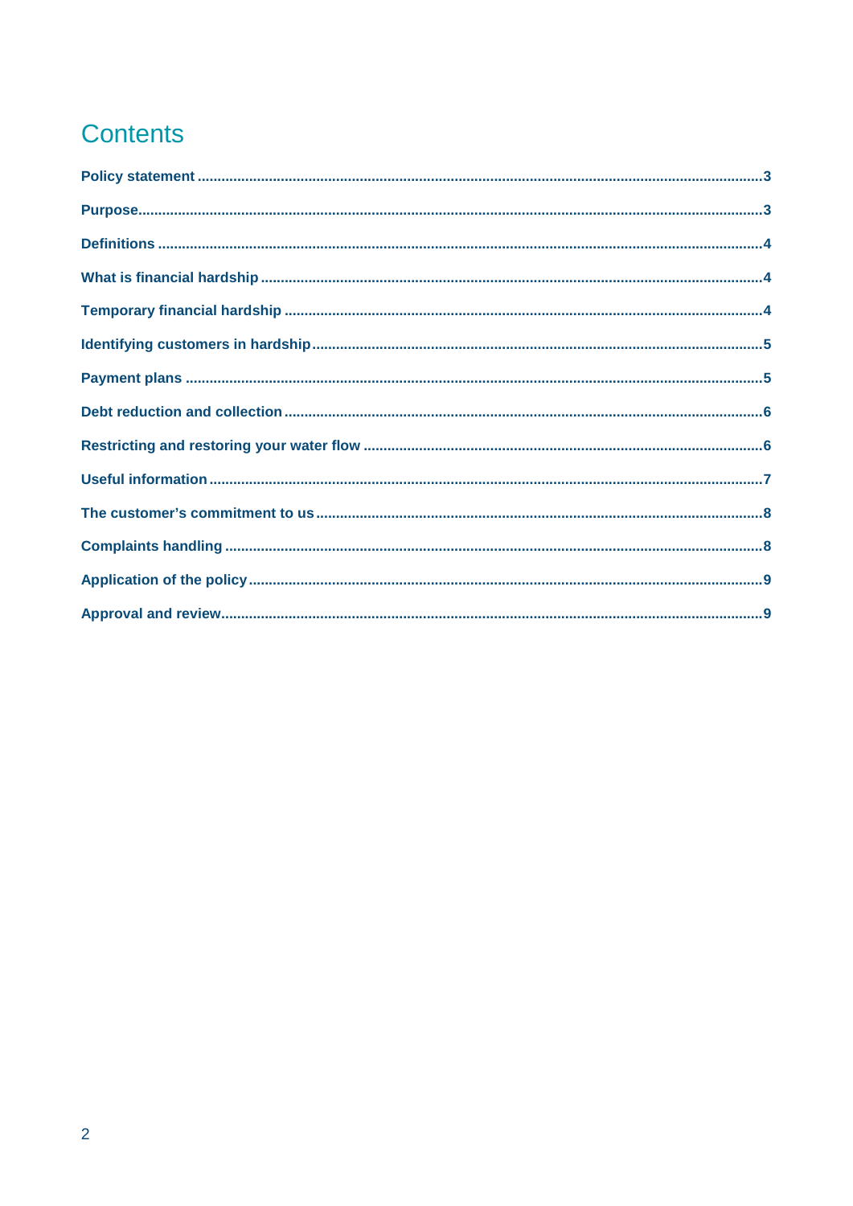# Contents

| | |
|---|---|
| **Policy statement** | **3** |
| **Purpose** | **3** |
| **Definitions** | **4** |
| **What is financial hardship** | **4** |
| **Temporary financial hardship** | **4** |
| **Identifying customers in hardship** | **5** |
| **Payment plans** | **5** |
| **Debt reduction and collection** | **6** |
| **Restricting and restoring your water flow** | **6** |
| **Useful information** | **7** |
| **The customer's commitment to us** | **8** |
| **Complaints handling** | **8** |
| **Application of the policy** | **9** |
| **Approval and review** | **9** |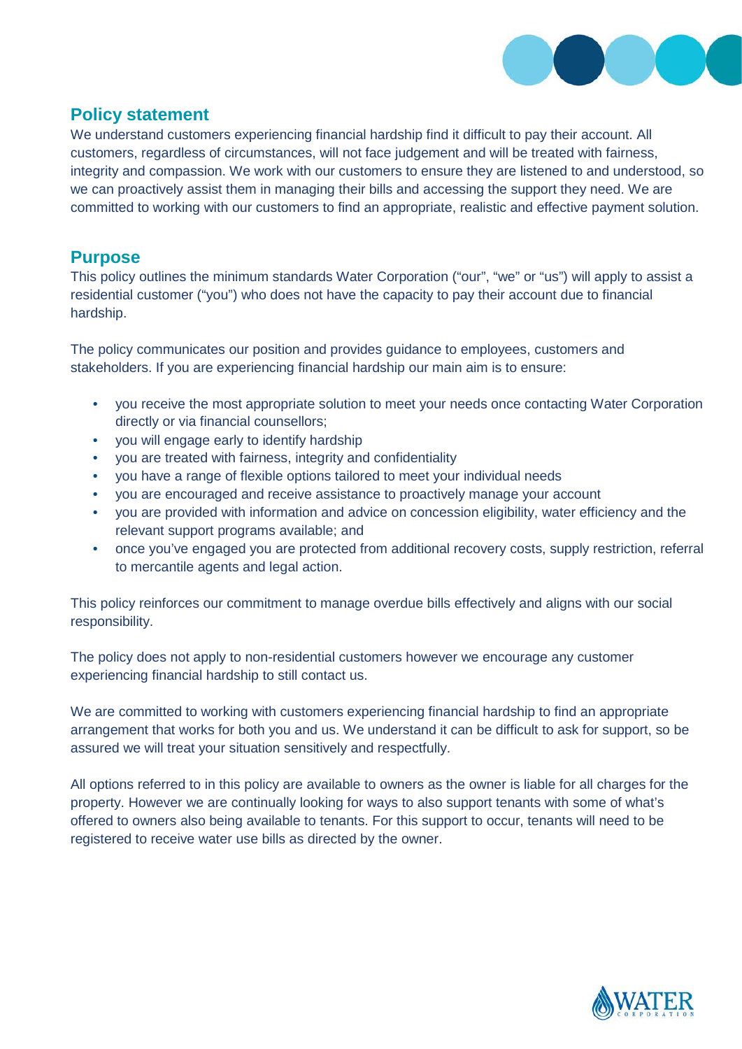## Policy statement

We understand customers experiencing financial hardship find it difficult to pay their account. All customers, regardless of circumstances, will not face judgement and will be treated with fairness, integrity and compassion. We work with our customers to ensure they are listened to and understood, so we can proactively assist them in managing their bills and accessing the support they need. We are committed to working with our customers to find an appropriate, realistic and effective payment solution.

## Purpose

This policy outlines the minimum standards Water Corporation ("our", "we" or "us") will apply to assist a residential customer ("you") who does not have the capacity to pay their account due to financial hardship.

The policy communicates our position and provides guidance to employees, customers and stakeholders. If you are experiencing financial hardship our main aim is to ensure:

- you receive the most appropriate solution to meet your needs once contacting Water Corporation directly or via financial counsellors;
- you will engage early to identify hardship
- you are treated with fairness, integrity and confidentiality
- you have a range of flexible options tailored to meet your individual needs
- you are encouraged and receive assistance to proactively manage your account
- you are provided with information and advice on concession eligibility, water efficiency and the relevant support programs available; and
- once you've engaged you are protected from additional recovery costs, supply restriction, referral to mercantile agents and legal action.

This policy reinforces our commitment to manage overdue bills effectively and aligns with our social responsibility.

The policy does not apply to non-residential customers however we encourage any customer experiencing financial hardship to still contact us.

We are committed to working with customers experiencing financial hardship to find an appropriate arrangement that works for both you and us. We understand it can be difficult to ask for support, so be assured we will treat your situation sensitively and respectfully.

All options referred to in this policy are available to owners as the owner is liable for all charges for the property. However we are continually looking for ways to also support tenants with some of what's offered to owners also being available to tenants. For this support to occur, tenants will need to be registered to receive water use bills as directed by the owner.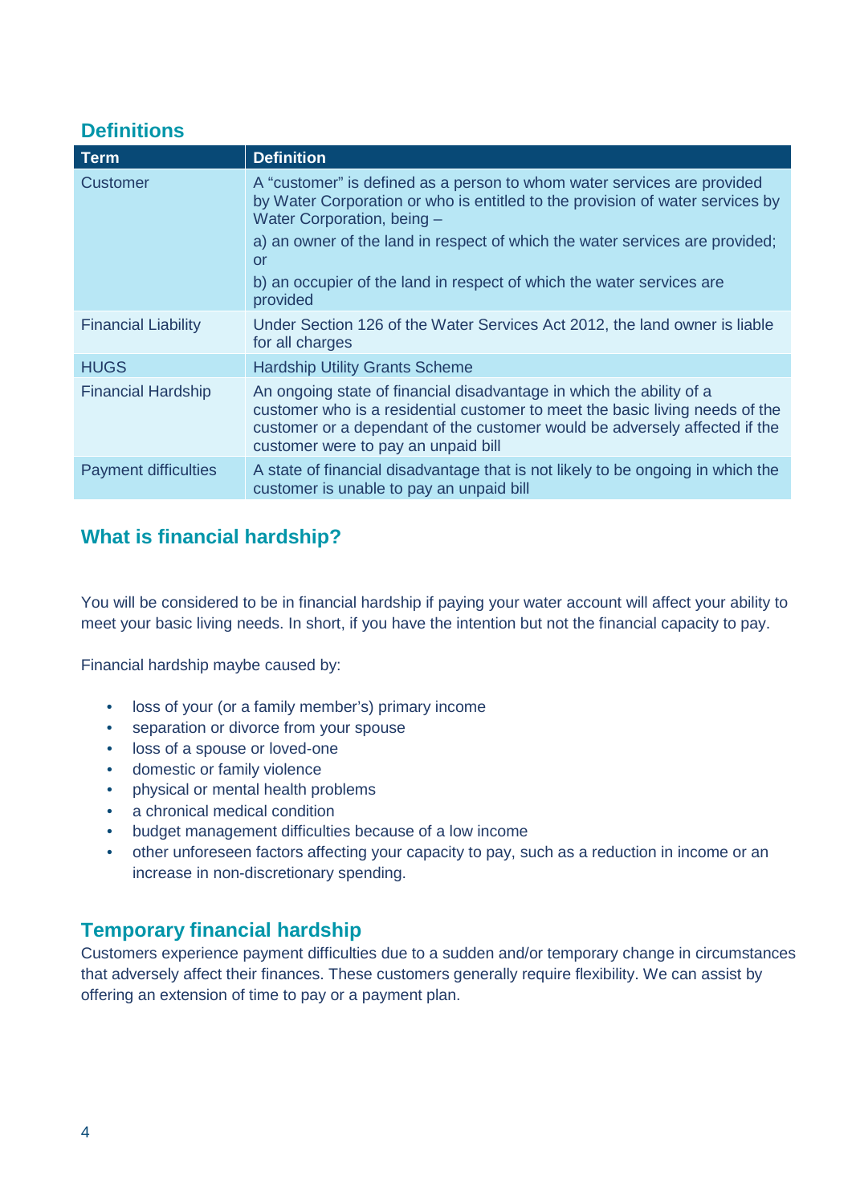## Definitions

| Term | Definition |
| --- | --- |
| Customer | A "customer" is defined as a person to whom water services are provided by Water Corporation or who is entitled to the provision of water services by Water Corporation, being – <br><br> a) an owner of the land in respect of which the water services are provided; or <br><br> b) an occupier of the land in respect of which the water services are provided |
| Financial Liability | Under Section 126 of the Water Services Act 2012, the land owner is liable for all charges |
| HUGS | Hardship Utility Grants Scheme |
| Financial Hardship | An ongoing state of financial disadvantage in which the ability of a customer who is a residential customer to meet the basic living needs of the customer or a dependant of the customer would be adversely affected if the customer were to pay an unpaid bill |
| Payment difficulties | A state of financial disadvantage that is not likely to be ongoing in which the customer is unable to pay an unpaid bill |

## What is financial hardship?

You will be considered to be in financial hardship if paying your water account will affect your ability to meet your basic living needs. In short, if you have the intention but not the financial capacity to pay.

Financial hardship maybe caused by:

- loss of your (or a family member's) primary income
- separation or divorce from your spouse
- loss of a spouse or loved-one
- domestic or family violence
- physical or mental health problems
- a chronical medical condition
- budget management difficulties because of a low income
- other unforeseen factors affecting your capacity to pay, such as a reduction in income or an increase in non-discretionary spending.

## Temporary financial hardship

Customers experience payment difficulties due to a sudden and/or temporary change in circumstances that adversely affect their finances. These customers generally require flexibility. We can assist by offering an extension of time to pay or a payment plan.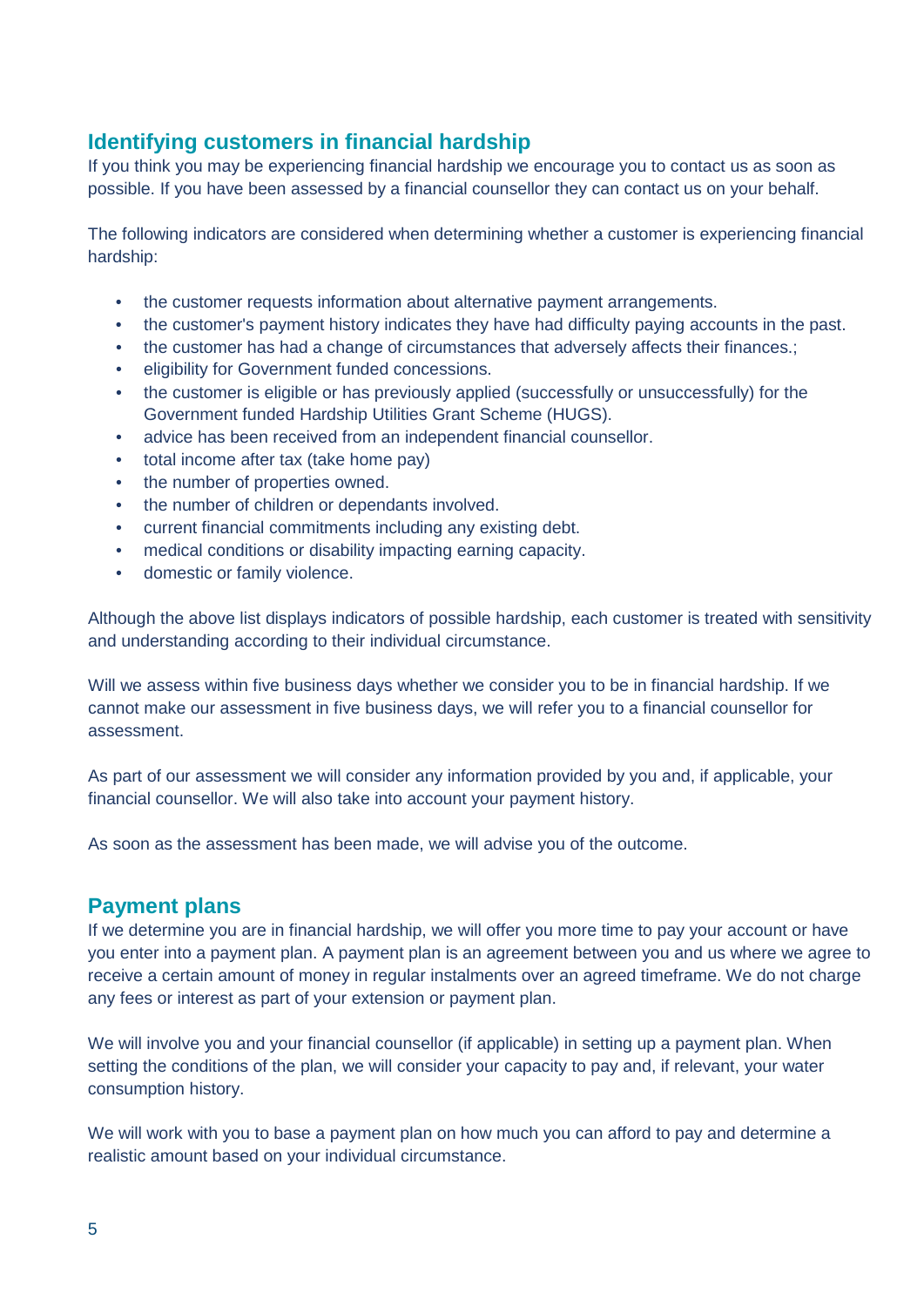## Identifying customers in financial hardship

If you think you may be experiencing financial hardship we encourage you to contact us as soon as possible. If you have been assessed by a financial counsellor they can contact us on your behalf.

The following indicators are considered when determining whether a customer is experiencing financial hardship:

- the customer requests information about alternative payment arrangements.
- the customer's payment history indicates they have had difficulty paying accounts in the past.
- the customer has had a change of circumstances that adversely affects their finances.;
- eligibility for Government funded concessions.
- the customer is eligible or has previously applied (successfully or unsuccessfully) for the Government funded Hardship Utilities Grant Scheme (HUGS).
- advice has been received from an independent financial counsellor.
- total income after tax (take home pay)
- the number of properties owned.
- the number of children or dependants involved.
- current financial commitments including any existing debt.
- medical conditions or disability impacting earning capacity.
- domestic or family violence.

Although the above list displays indicators of possible hardship, each customer is treated with sensitivity and understanding according to their individual circumstance.

Will we assess within five business days whether we consider you to be in financial hardship. If we cannot make our assessment in five business days, we will refer you to a financial counsellor for assessment.

As part of our assessment we will consider any information provided by you and, if applicable, your financial counsellor. We will also take into account your payment history.

As soon as the assessment has been made, we will advise you of the outcome.

## Payment plans

If we determine you are in financial hardship, we will offer you more time to pay your account or have you enter into a payment plan. A payment plan is an agreement between you and us where we agree to receive a certain amount of money in regular instalments over an agreed timeframe. We do not charge any fees or interest as part of your extension or payment plan.

We will involve you and your financial counsellor (if applicable) in setting up a payment plan. When setting the conditions of the plan, we will consider your capacity to pay and, if relevant, your water consumption history.

We will work with you to base a payment plan on how much you can afford to pay and determine a realistic amount based on your individual circumstance.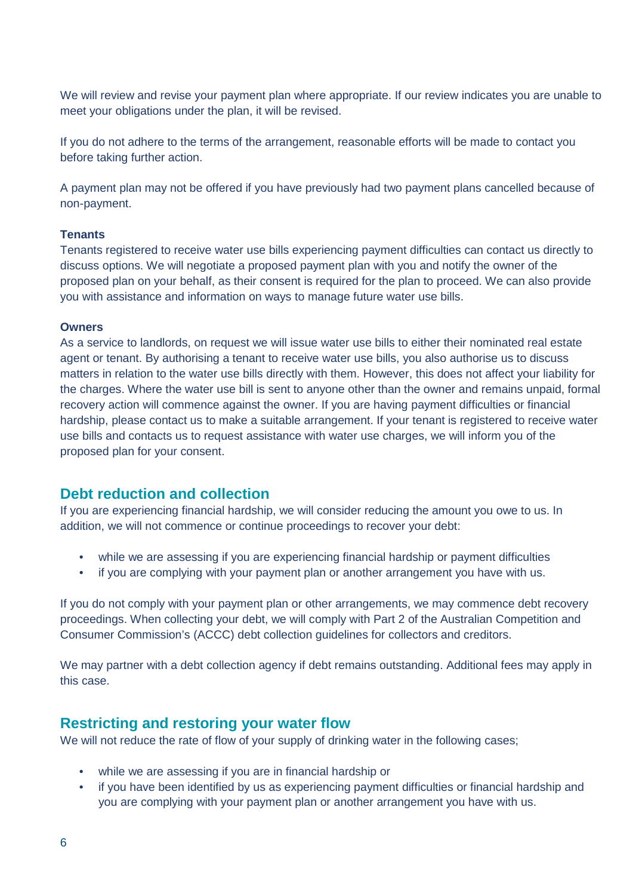We will review and revise your payment plan where appropriate. If our review indicates you are unable to meet your obligations under the plan, it will be revised.

If you do not adhere to the terms of the arrangement, reasonable efforts will be made to contact you before taking further action.

A payment plan may not be offered if you have previously had two payment plans cancelled because of non-payment.

**Tenants**

Tenants registered to receive water use bills experiencing payment difficulties can contact us directly to discuss options. We will negotiate a proposed payment plan with you and notify the owner of the proposed plan on your behalf, as their consent is required for the plan to proceed. We can also provide you with assistance and information on ways to manage future water use bills.

**Owners**

As a service to landlords, on request we will issue water use bills to either their nominated real estate agent or tenant. By authorising a tenant to receive water use bills, you also authorise us to discuss matters in relation to the water use bills directly with them. However, this does not affect your liability for the charges. Where the water use bill is sent to anyone other than the owner and remains unpaid, formal recovery action will commence against the owner. If you are having payment difficulties or financial hardship, please contact us to make a suitable arrangement. If your tenant is registered to receive water use bills and contacts us to request assistance with water use charges, we will inform you of the proposed plan for your consent.

## Debt reduction and collection

If you are experiencing financial hardship, we will consider reducing the amount you owe to us. In addition, we will not commence or continue proceedings to recover your debt:

- while we are assessing if you are experiencing financial hardship or payment difficulties
- if you are complying with your payment plan or another arrangement you have with us.

If you do not comply with your payment plan or other arrangements, we may commence debt recovery proceedings. When collecting your debt, we will comply with Part 2 of the Australian Competition and Consumer Commission's (ACCC) debt collection guidelines for collectors and creditors.

We may partner with a debt collection agency if debt remains outstanding. Additional fees may apply in this case.

## Restricting and restoring your water flow

We will not reduce the rate of flow of your supply of drinking water in the following cases;

- while we are assessing if you are in financial hardship or
- if you have been identified by us as experiencing payment difficulties or financial hardship and you are complying with your payment plan or another arrangement you have with us.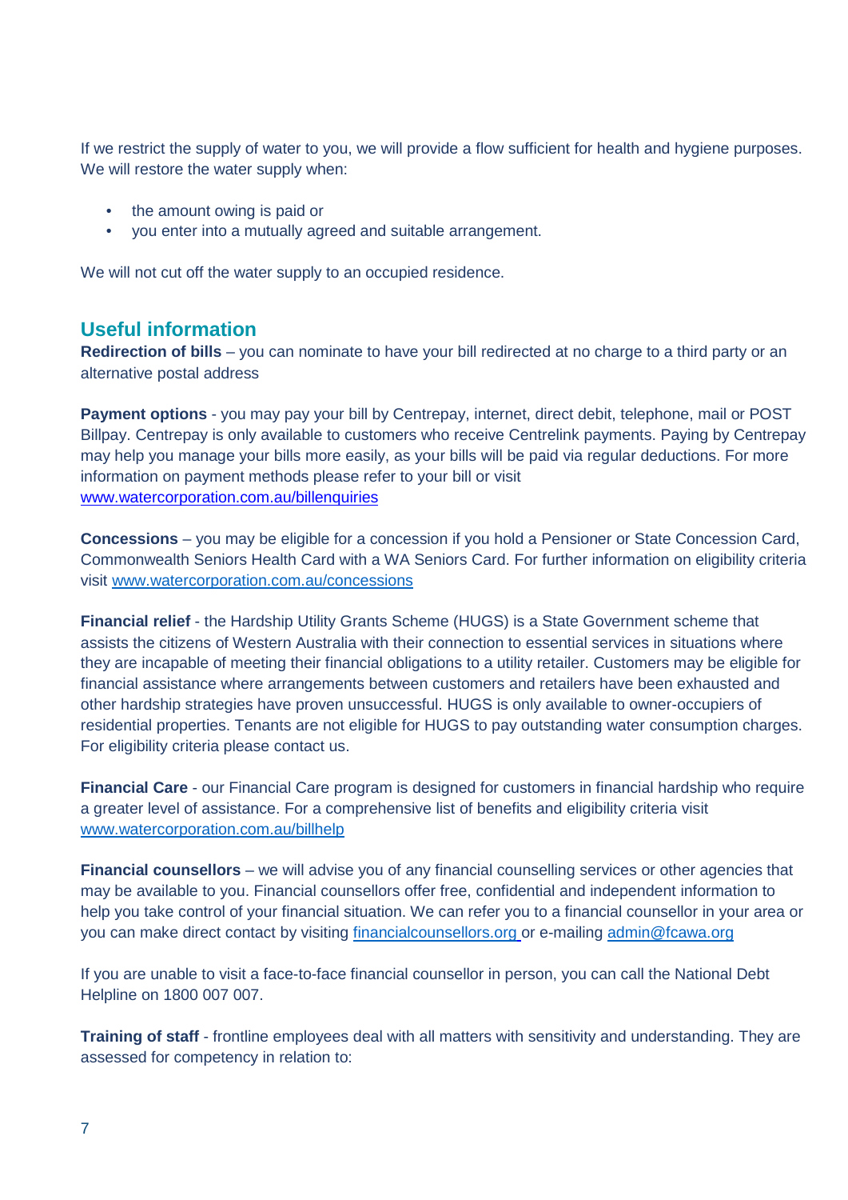If we restrict the supply of water to you, we will provide a flow sufficient for health and hygiene purposes. We will restore the water supply when:

- the amount owing is paid or
- you enter into a mutually agreed and suitable arrangement.

We will not cut off the water supply to an occupied residence.

## Useful information

**Redirection of bills** – you can nominate to have your bill redirected at no charge to a third party or an alternative postal address

**Payment options** - you may pay your bill by Centrepay, internet, direct debit, telephone, mail or POST Billpay. Centrepay is only available to customers who receive Centrelink payments. Paying by Centrepay may help you manage your bills more easily, as your bills will be paid via regular deductions. For more information on payment methods please refer to your bill or visit www.watercorporation.com.au/billenquiries

**Concessions** – you may be eligible for a concession if you hold a Pensioner or State Concession Card, Commonwealth Seniors Health Card with a WA Seniors Card. For further information on eligibility criteria visit www.watercorporation.com.au/concessions

**Financial relief** - the Hardship Utility Grants Scheme (HUGS) is a State Government scheme that assists the citizens of Western Australia with their connection to essential services in situations where they are incapable of meeting their financial obligations to a utility retailer. Customers may be eligible for financial assistance where arrangements between customers and retailers have been exhausted and other hardship strategies have proven unsuccessful. HUGS is only available to owner-occupiers of residential properties. Tenants are not eligible for HUGS to pay outstanding water consumption charges. For eligibility criteria please contact us.

**Financial Care** - our Financial Care program is designed for customers in financial hardship who require a greater level of assistance. For a comprehensive list of benefits and eligibility criteria visit www.watercorporation.com.au/billhelp

**Financial counsellors** – we will advise you of any financial counselling services or other agencies that may be available to you. Financial counsellors offer free, confidential and independent information to help you take control of your financial situation. We can refer you to a financial counsellor in your area or you can make direct contact by visiting financialcounsellors.org or e-mailing admin@fcawa.org

If you are unable to visit a face-to-face financial counsellor in person, you can call the National Debt Helpline on 1800 007 007.

**Training of staff** - frontline employees deal with all matters with sensitivity and understanding. They are assessed for competency in relation to: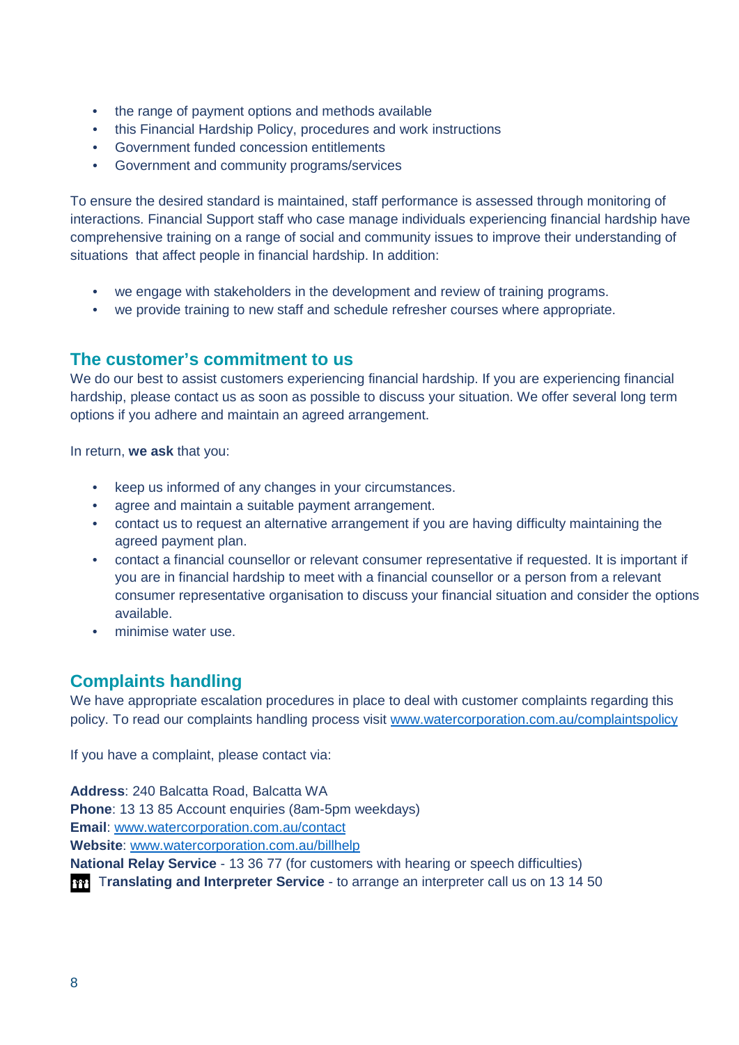- the range of payment options and methods available
- this Financial Hardship Policy, procedures and work instructions
- Government funded concession entitlements
- Government and community programs/services

To ensure the desired standard is maintained, staff performance is assessed through monitoring of interactions. Financial Support staff who case manage individuals experiencing financial hardship have comprehensive training on a range of social and community issues to improve their understanding of situations that affect people in financial hardship. In addition:

- we engage with stakeholders in the development and review of training programs.
- we provide training to new staff and schedule refresher courses where appropriate.

## The customer's commitment to us

We do our best to assist customers experiencing financial hardship. If you are experiencing financial hardship, please contact us as soon as possible to discuss your situation. We offer several long term options if you adhere and maintain an agreed arrangement.

In return, **we ask** that you:

- keep us informed of any changes in your circumstances.
- agree and maintain a suitable payment arrangement.
- contact us to request an alternative arrangement if you are having difficulty maintaining the agreed payment plan.
- contact a financial counsellor or relevant consumer representative if requested. It is important if you are in financial hardship to meet with a financial counsellor or a person from a relevant consumer representative organisation to discuss your financial situation and consider the options available.
- minimise water use.

## Complaints handling

We have appropriate escalation procedures in place to deal with customer complaints regarding this policy. To read our complaints handling process visit www.watercorporation.com.au/complaintspolicy

If you have a complaint, please contact via:

**Address**: 240 Balcatta Road, Balcatta WA
**Phone**: 13 13 85 Account enquiries (8am-5pm weekdays)
**Email**: www.watercorporation.com.au/contact
**Website**: www.watercorporation.com.au/billhelp
**National Relay Service** - 13 36 77 (for customers with hearing or speech difficulties)
**Translating and Interpreter Service** - to arrange an interpreter call us on 13 14 50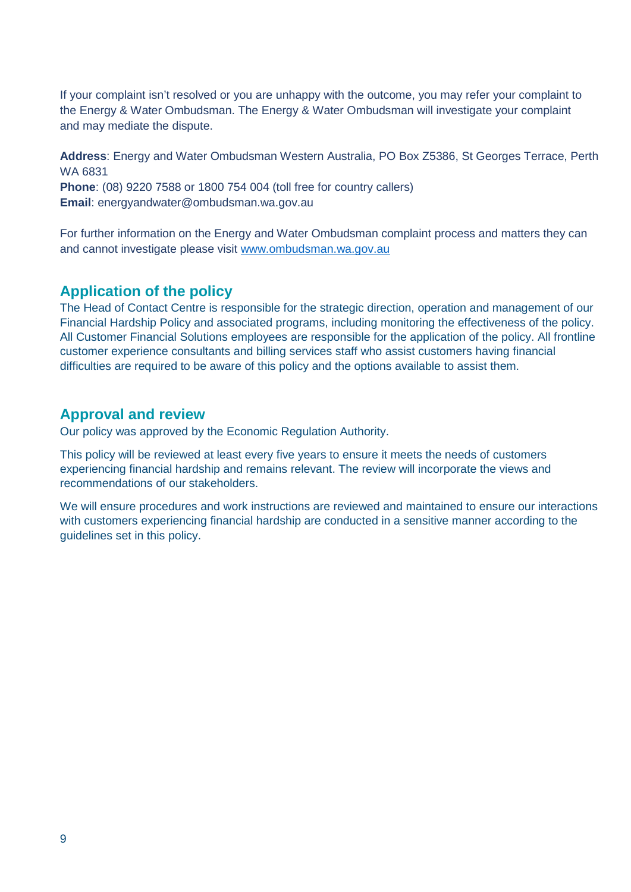If your complaint isn't resolved or you are unhappy with the outcome, you may refer your complaint to the Energy & Water Ombudsman. The Energy & Water Ombudsman will investigate your complaint and may mediate the dispute.

**Address**: Energy and Water Ombudsman Western Australia, PO Box Z5386, St Georges Terrace, Perth WA 6831
**Phone**: (08) 9220 7588 or 1800 754 004 (toll free for country callers)
**Email**: energyandwater@ombudsman.wa.gov.au

For further information on the Energy and Water Ombudsman complaint process and matters they can and cannot investigate please visit [www.ombudsman.wa.gov.au](http://www.ombudsman.wa.gov.au)

## Application of the policy

The Head of Contact Centre is responsible for the strategic direction, operation and management of our Financial Hardship Policy and associated programs, including monitoring the effectiveness of the policy. All Customer Financial Solutions employees are responsible for the application of the policy. All frontline customer experience consultants and billing services staff who assist customers having financial difficulties are required to be aware of this policy and the options available to assist them.

## Approval and review

Our policy was approved by the Economic Regulation Authority.

This policy will be reviewed at least every five years to ensure it meets the needs of customers experiencing financial hardship and remains relevant. The review will incorporate the views and recommendations of our stakeholders.

We will ensure procedures and work instructions are reviewed and maintained to ensure our interactions with customers experiencing financial hardship are conducted in a sensitive manner according to the guidelines set in this policy.